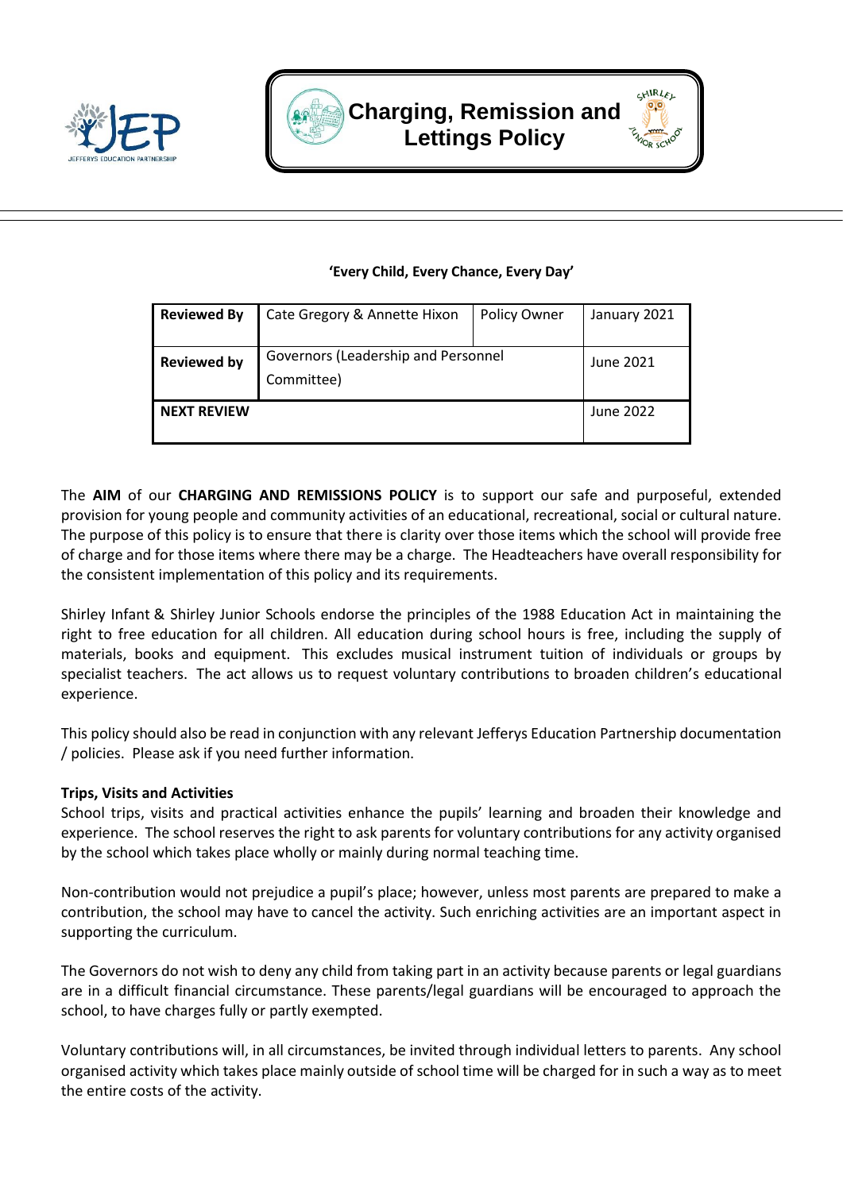# Charging, Remission and Lettings Policy

**'Every Child, Every Chance, Every Day'**

| **Reviewed By** | Cate Gregory & Annette Hixon | Policy Owner | January 2021 |
|---|---|---|---|
| **Reviewed by** | Governors (Leadership and Personnel Committee) | | June 2021 |
| **NEXT REVIEW** | | | June 2022 |

The **AIM** of our **CHARGING AND REMISSIONS POLICY** is to support our safe and purposeful, extended provision for young people and community activities of an educational, recreational, social or cultural nature. The purpose of this policy is to ensure that there is clarity over those items which the school will provide free of charge and for those items where there may be a charge. The Headteachers have overall responsibility for the consistent implementation of this policy and its requirements.

Shirley Infant & Shirley Junior Schools endorse the principles of the 1988 Education Act in maintaining the right to free education for all children. All education during school hours is free, including the supply of materials, books and equipment. This excludes musical instrument tuition of individuals or groups by specialist teachers. The act allows us to request voluntary contributions to broaden children's educational experience.

This policy should also be read in conjunction with any relevant Jefferys Education Partnership documentation / policies. Please ask if you need further information.

**Trips, Visits and Activities**

School trips, visits and practical activities enhance the pupils' learning and broaden their knowledge and experience. The school reserves the right to ask parents for voluntary contributions for any activity organised by the school which takes place wholly or mainly during normal teaching time.

Non-contribution would not prejudice a pupil's place; however, unless most parents are prepared to make a contribution, the school may have to cancel the activity. Such enriching activities are an important aspect in supporting the curriculum.

The Governors do not wish to deny any child from taking part in an activity because parents or legal guardians are in a difficult financial circumstance. These parents/legal guardians will be encouraged to approach the school, to have charges fully or partly exempted.

Voluntary contributions will, in all circumstances, be invited through individual letters to parents. Any school organised activity which takes place mainly outside of school time will be charged for in such a way as to meet the entire costs of the activity.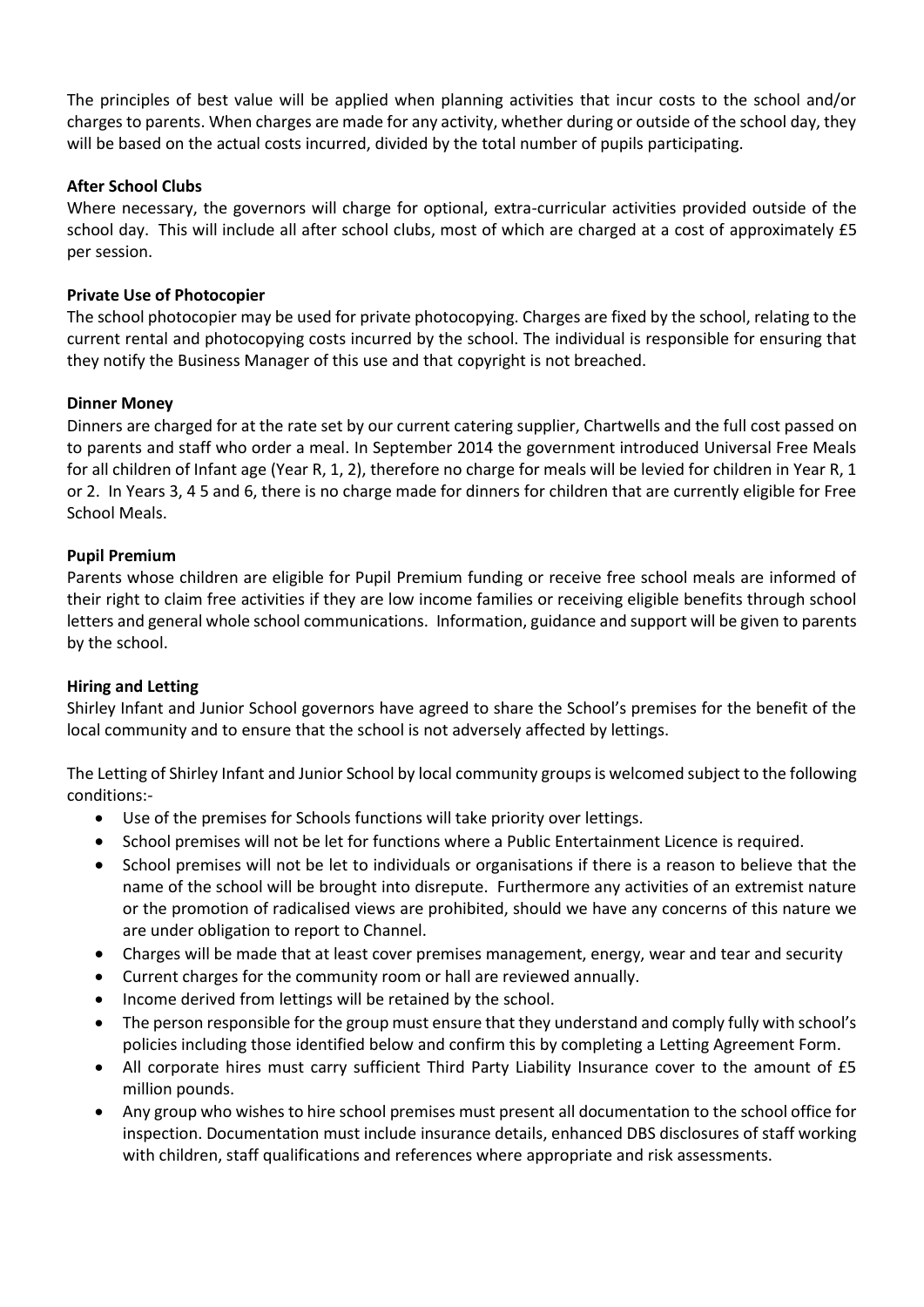The principles of best value will be applied when planning activities that incur costs to the school and/or charges to parents. When charges are made for any activity, whether during or outside of the school day, they will be based on the actual costs incurred, divided by the total number of pupils participating.

**After School Clubs**

Where necessary, the governors will charge for optional, extra-curricular activities provided outside of the school day. This will include all after school clubs, most of which are charged at a cost of approximately £5 per session.

**Private Use of Photocopier**

The school photocopier may be used for private photocopying. Charges are fixed by the school, relating to the current rental and photocopying costs incurred by the school. The individual is responsible for ensuring that they notify the Business Manager of this use and that copyright is not breached.

**Dinner Money**

Dinners are charged for at the rate set by our current catering supplier, Chartwells and the full cost passed on to parents and staff who order a meal. In September 2014 the government introduced Universal Free Meals for all children of Infant age (Year R, 1, 2), therefore no charge for meals will be levied for children in Year R, 1 or 2. In Years 3, 4 5 and 6, there is no charge made for dinners for children that are currently eligible for Free School Meals.

**Pupil Premium**

Parents whose children are eligible for Pupil Premium funding or receive free school meals are informed of their right to claim free activities if they are low income families or receiving eligible benefits through school letters and general whole school communications. Information, guidance and support will be given to parents by the school.

**Hiring and Letting**

Shirley Infant and Junior School governors have agreed to share the School's premises for the benefit of the local community and to ensure that the school is not adversely affected by lettings.

The Letting of Shirley Infant and Junior School by local community groups is welcomed subject to the following conditions:-

- Use of the premises for Schools functions will take priority over lettings.
- School premises will not be let for functions where a Public Entertainment Licence is required.
- School premises will not be let to individuals or organisations if there is a reason to believe that the name of the school will be brought into disrepute. Furthermore any activities of an extremist nature or the promotion of radicalised views are prohibited, should we have any concerns of this nature we are under obligation to report to Channel.
- Charges will be made that at least cover premises management, energy, wear and tear and security
- Current charges for the community room or hall are reviewed annually.
- Income derived from lettings will be retained by the school.
- The person responsible for the group must ensure that they understand and comply fully with school's policies including those identified below and confirm this by completing a Letting Agreement Form.
- All corporate hires must carry sufficient Third Party Liability Insurance cover to the amount of £5 million pounds.
- Any group who wishes to hire school premises must present all documentation to the school office for inspection. Documentation must include insurance details, enhanced DBS disclosures of staff working with children, staff qualifications and references where appropriate and risk assessments.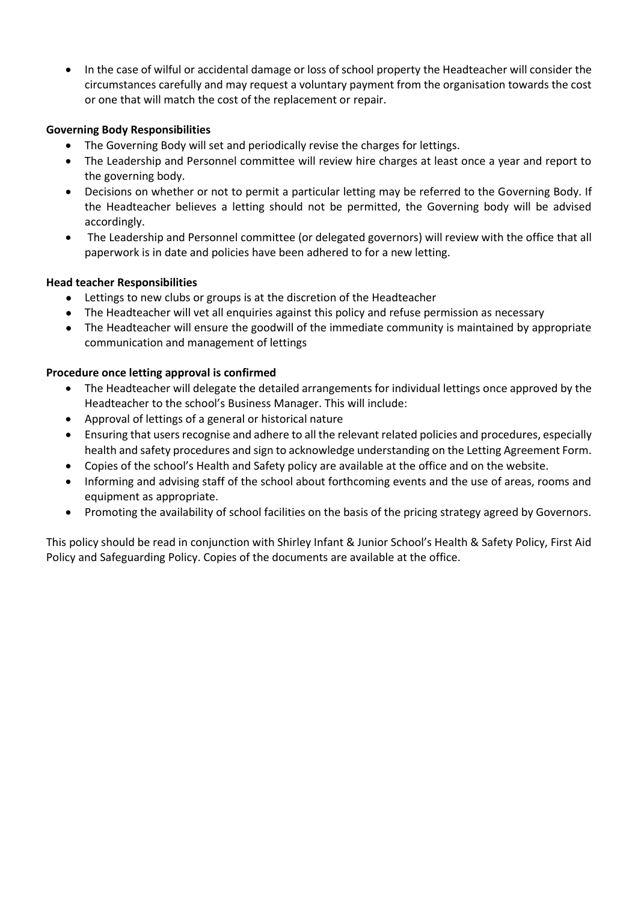- In the case of wilful or accidental damage or loss of school property the Headteacher will consider the circumstances carefully and may request a voluntary payment from the organisation towards the cost or one that will match the cost of the replacement or repair.

**Governing Body Responsibilities**

- The Governing Body will set and periodically revise the charges for lettings.
- The Leadership and Personnel committee will review hire charges at least once a year and report to the governing body.
- Decisions on whether or not to permit a particular letting may be referred to the Governing Body. If the Headteacher believes a letting should not be permitted, the Governing body will be advised accordingly.
- The Leadership and Personnel committee (or delegated governors) will review with the office that all paperwork is in date and policies have been adhered to for a new letting.

**Head teacher Responsibilities**

- Lettings to new clubs or groups is at the discretion of the Headteacher
- The Headteacher will vet all enquiries against this policy and refuse permission as necessary
- The Headteacher will ensure the goodwill of the immediate community is maintained by appropriate communication and management of lettings

**Procedure once letting approval is confirmed**

- The Headteacher will delegate the detailed arrangements for individual lettings once approved by the Headteacher to the school's Business Manager. This will include:
- Approval of lettings of a general or historical nature
- Ensuring that users recognise and adhere to all the relevant related policies and procedures, especially health and safety procedures and sign to acknowledge understanding on the Letting Agreement Form.
- Copies of the school's Health and Safety policy are available at the office and on the website.
- Informing and advising staff of the school about forthcoming events and the use of areas, rooms and equipment as appropriate.
- Promoting the availability of school facilities on the basis of the pricing strategy agreed by Governors.

This policy should be read in conjunction with Shirley Infant & Junior School's Health & Safety Policy, First Aid Policy and Safeguarding Policy. Copies of the documents are available at the office.